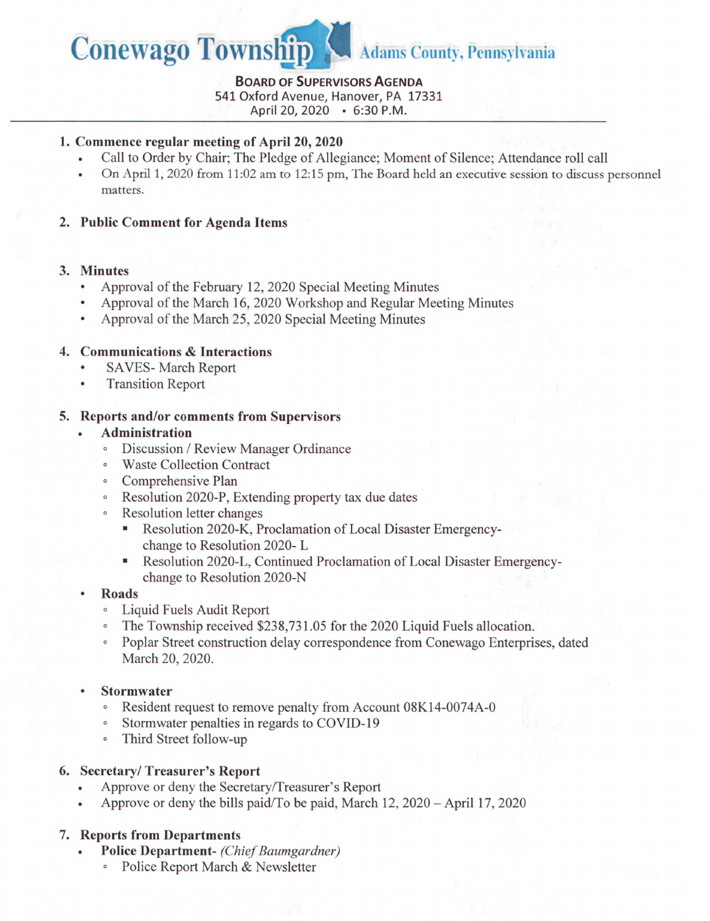# Conewago Township Adams County, Pennsylvania

**BOARD OF SUPERVISORS AGENDA**
541 Oxford Avenue, Hanover, PA 17331
April 20, 2020 • 6:30 P.M.

---

1. **Commence regular meeting of April 20, 2020**
   - Call to Order by Chair; The Pledge of Allegiance; Moment of Silence; Attendance roll call
   - On April 1, 2020 from 11:02 am to 12:15 pm, The Board held an executive session to discuss personnel matters.

2. **Public Comment for Agenda Items**

3. **Minutes**
   - Approval of the February 12, 2020 Special Meeting Minutes
   - Approval of the March 16, 2020 Workshop and Regular Meeting Minutes
   - Approval of the March 25, 2020 Special Meeting Minutes

4. **Communications & Interactions**
   - SAVES- March Report
   - Transition Report

5. **Reports and/or comments from Supervisors**
   - **Administration**
     - Discussion / Review Manager Ordinance
     - Waste Collection Contract
     - Comprehensive Plan
     - Resolution 2020-P, Extending property tax due dates
     - Resolution letter changes
       - Resolution 2020-K, Proclamation of Local Disaster Emergency- change to Resolution 2020- L
       - Resolution 2020-L, Continued Proclamation of Local Disaster Emergency- change to Resolution 2020-N
   - **Roads**
     - Liquid Fuels Audit Report
     - The Township received $238,731.05 for the 2020 Liquid Fuels allocation.
     - Poplar Street construction delay correspondence from Conewago Enterprises, dated March 20, 2020.
   - **Stormwater**
     - Resident request to remove penalty from Account 08K14-0074A-0
     - Stormwater penalties in regards to COVID-19
     - Third Street follow-up

6. **Secretary/ Treasurer's Report**
   - Approve or deny the Secretary/Treasurer's Report
   - Approve or deny the bills paid/To be paid, March 12, 2020 – April 17, 2020

7. **Reports from Departments**
   - **Police Department-** *(Chief Baumgardner)*
     - Police Report March & Newsletter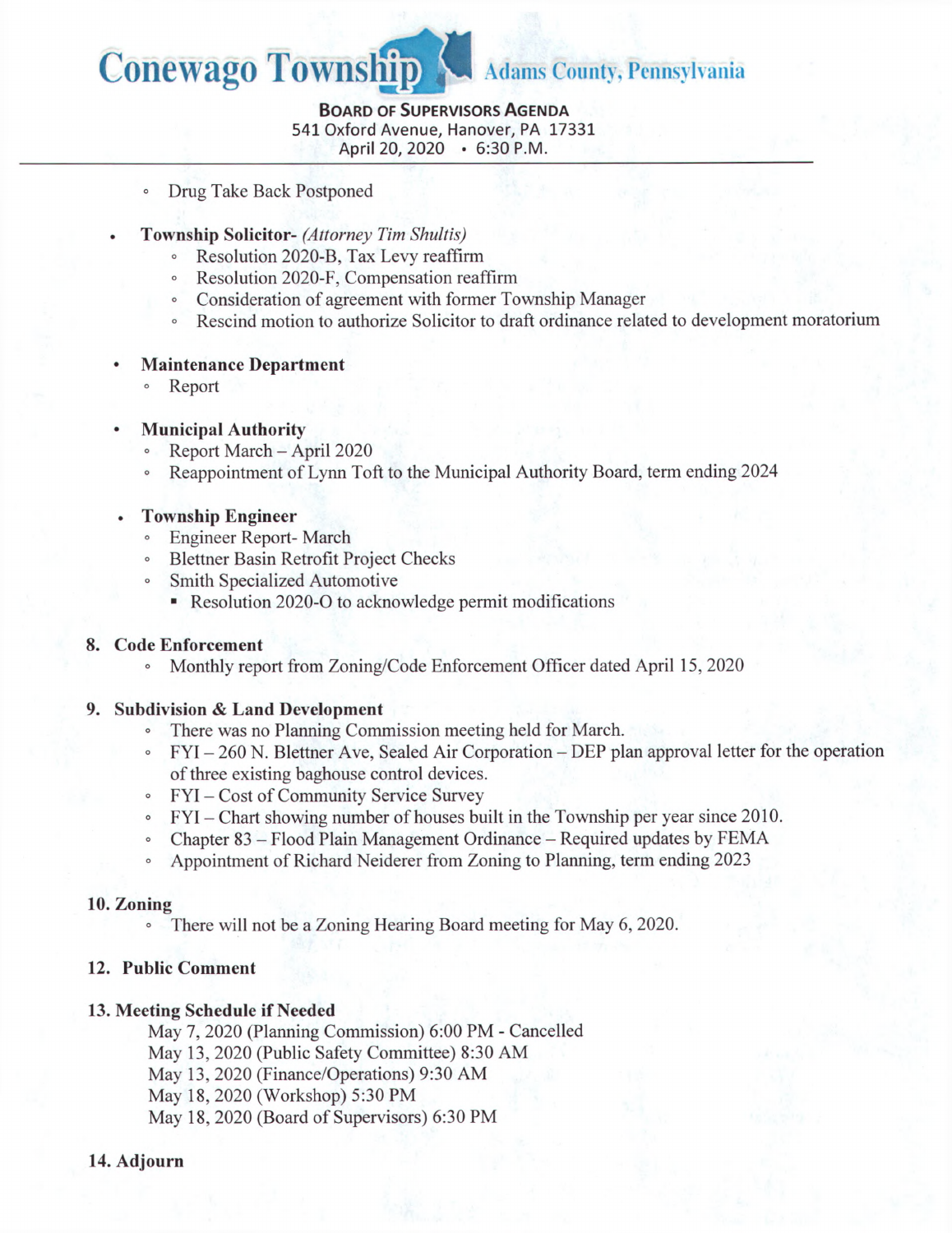# Conewago Township

Adams County, Pennsylvania

**BOARD OF SUPERVISORS AGENDA**
541 Oxford Avenue, Hanover, PA 17331
April 20, 2020 • 6:30 P.M.

- Drug Take Back Postponed

- **Township Solicitor-** *(Attorney Tim Shultis)*
  - Resolution 2020-B, Tax Levy reaffirm
  - Resolution 2020-F, Compensation reaffirm
  - Consideration of agreement with former Township Manager
  - Rescind motion to authorize Solicitor to draft ordinance related to development moratorium

- **Maintenance Department**
  - Report

- **Municipal Authority**
  - Report March – April 2020
  - Reappointment of Lynn Toft to the Municipal Authority Board, term ending 2024

- **Township Engineer**
  - Engineer Report- March
  - Blettner Basin Retrofit Project Checks
  - Smith Specialized Automotive
    - Resolution 2020-O to acknowledge permit modifications

## 8. Code Enforcement

- Monthly report from Zoning/Code Enforcement Officer dated April 15, 2020

## 9. Subdivision & Land Development

- There was no Planning Commission meeting held for March.
- FYI – 260 N. Blettner Ave, Sealed Air Corporation – DEP plan approval letter for the operation of three existing baghouse control devices.
- FYI – Cost of Community Service Survey
- FYI – Chart showing number of houses built in the Township per year since 2010.
- Chapter 83 – Flood Plain Management Ordinance – Required updates by FEMA
- Appointment of Richard Neiderer from Zoning to Planning, term ending 2023

## 10. Zoning

- There will not be a Zoning Hearing Board meeting for May 6, 2020.

## 12. Public Comment

## 13. Meeting Schedule if Needed

May 7, 2020 (Planning Commission) 6:00 PM - Cancelled
May 13, 2020 (Public Safety Committee) 8:30 AM
May 13, 2020 (Finance/Operations) 9:30 AM
May 18, 2020 (Workshop) 5:30 PM
May 18, 2020 (Board of Supervisors) 6:30 PM

## 14. Adjourn